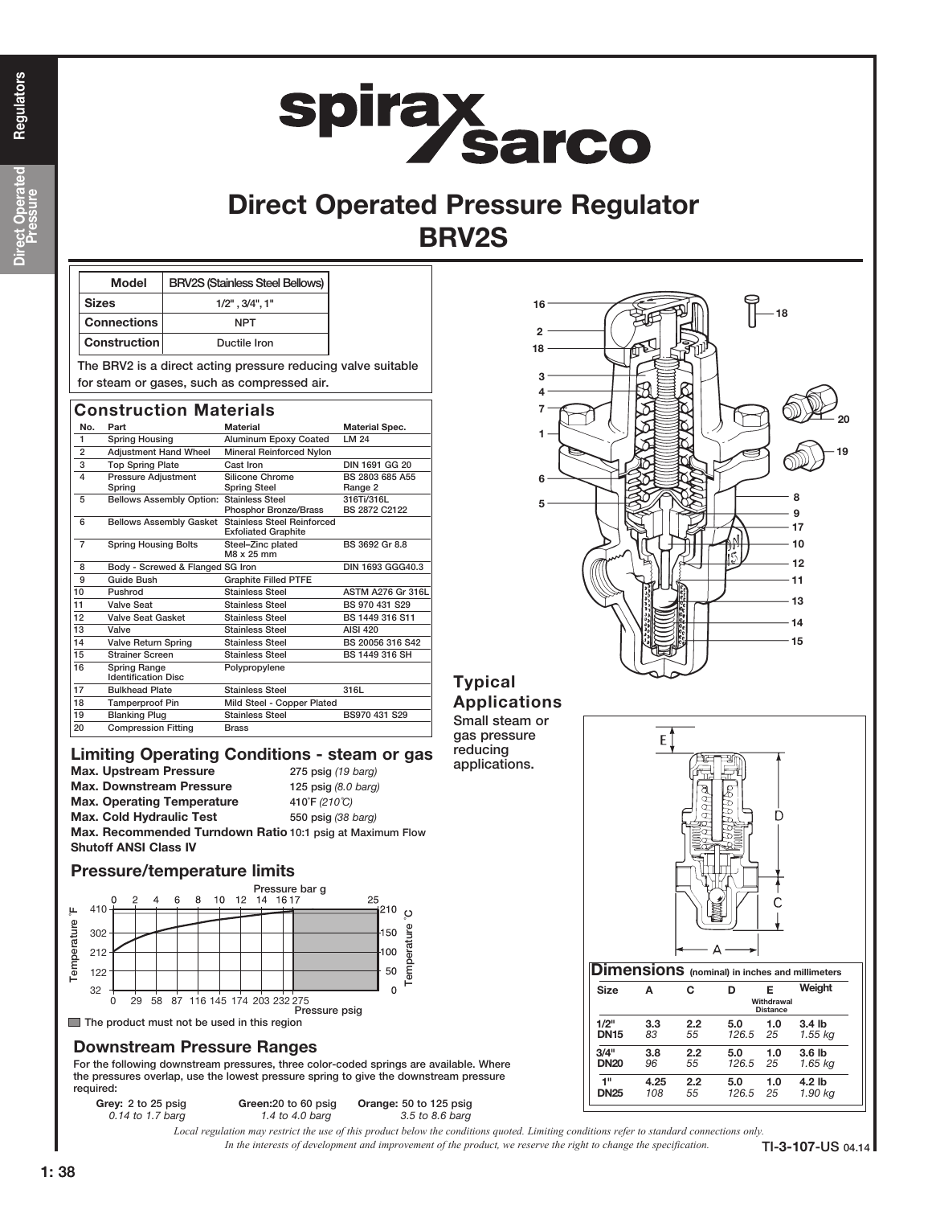# Direct Operated Pressure Regulator
## BRV2S

| Model | BRV2S (Stainless Steel Bellows) |
|---|---|
| Sizes | 1/2" , 3/4", 1" |
| Connections | NPT |
| Construction | Ductile Iron |

The BRV2 is a direct acting pressure reducing valve suitable for steam or gases, such as compressed air.

## Construction Materials

| No. | Part | Material | Material Spec. |
|---|---|---|---|
| 1 | Spring Housing | Aluminum Epoxy Coated | LM 24 |
| 2 | Adjustment Hand Wheel | Mineral Reinforced Nylon | |
| 3 | Top Spring Plate | Cast Iron | DIN 1691 GG 20 |
| 4 | Pressure Adjustment Spring | Silicone Chrome Spring Steel | BS 2803 685 A55 Range 2 |
| 5 | Bellows Assembly Option: | Stainless Steel<br>Phosphor Bronze/Brass | 316Ti/316L<br>BS 2872 C2122 |
| 6 | Bellows Assembly Gasket | Stainless Steel Reinforced Exfoliated Graphite | |
| 7 | Spring Housing Bolts | Steel–Zinc plated M8 x 25 mm | BS 3692 Gr 8.8 |
| 8 | Body - Screwed & Flanged | SG Iron | DIN 1693 GGG40.3 |
| 9 | Guide Bush | Graphite Filled PTFE | |
| 10 | Pushrod | Stainless Steel | ASTM A276 Gr 316L |
| 11 | Valve Seat | Stainless Steel | BS 970 431 S29 |
| 12 | Valve Seat Gasket | Stainless Steel | BS 1449 316 S11 |
| 13 | Valve | Stainless Steel | AISI 420 |
| 14 | Valve Return Spring | Stainless Steel | BS 20056 316 S42 |
| 15 | Strainer Screen | Stainless Steel | BS 1449 316 SH |
| 16 | Spring Range Identification Disc | Polypropylene | |
| 17 | Bulkhead Plate | Stainless Steel | 316L |
| 18 | Tamperproof Pin | Mild Steel - Copper Plated | |
| 19 | Blanking Plug | Stainless Steel | BS970 431 S29 |
| 20 | Compression Fitting | Brass | |

## Typical Applications

Small steam or gas pressure reducing applications.

## Limiting Operating Conditions - steam or gas

**Max. Upstream Pressure** 275 psig *(19 barg)*
**Max. Downstream Pressure** 125 psig *(8.0 barg)*
**Max. Operating Temperature** 410°F *(210°C)*
**Max. Cold Hydraulic Test** 550 psig *(38 barg)*
**Max. Recommended Turndown Ratio** 10:1 psig at Maximum Flow
**Shutoff ANSI Class IV**

## Pressure/temperature limits

The product must not be used in this region

## Dimensions (nominal) in inches and millimeters

| Size | A | C | D | E Withdrawal Distance | Weight |
|---|---|---|---|---|---|
| 1/2"<br>DN15 | 3.3<br>*83* | 2.2<br>*55* | 5.0<br>*126.5* | 1.0<br>*25* | 3.4 lb<br>*1.55 kg* |
| 3/4"<br>DN20 | 3.8<br>*96* | 2.2<br>*55* | 5.0<br>*126.5* | 1.0<br>*25* | 3.6 lb<br>*1.65 kg* |
| 1"<br>DN25 | 4.25<br>*108* | 2.2<br>*55* | 5.0<br>*126.5* | 1.0<br>*25* | 4.2 lb<br>*1.90 kg* |

## Downstream Pressure Ranges

For the following downstream pressures, three color-coded springs are available. Where the pressures overlap, use the lowest pressure spring to give the downstream pressure required:

**Grey:** 2 to 25 psig *0.14 to 1.7 barg*  **Green:** 20 to 60 psig *1.4 to 4.0 barg*  **Orange:** 50 to 125 psig *3.5 to 8.6 barg*

*Local regulation may restrict the use of this product below the conditions quoted. Limiting conditions refer to standard connections only.*
*In the interests of development and improvement of the product, we reserve the right to change the specification.*

TI-3-107-US 04.14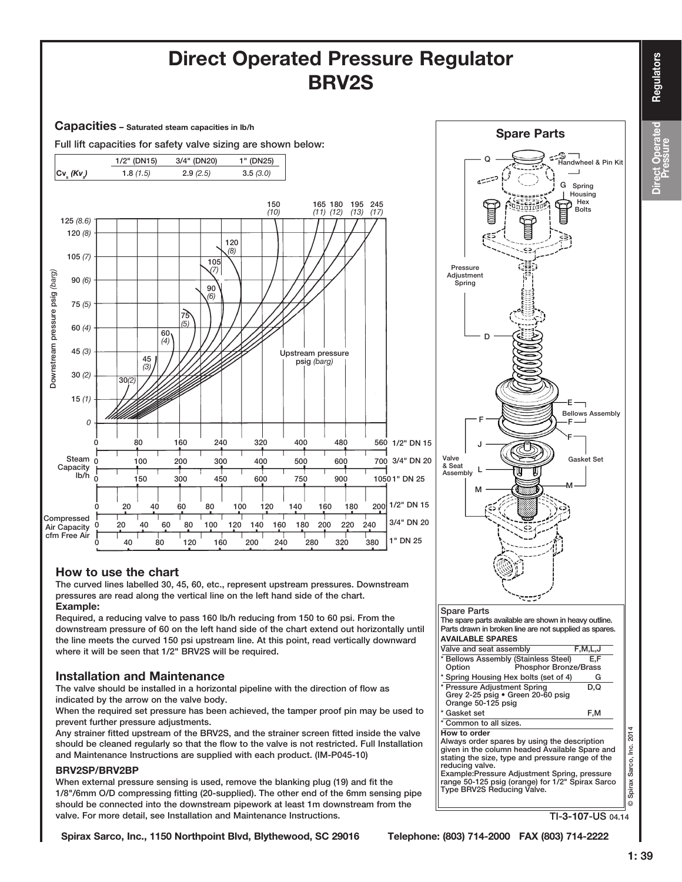# Direct Operated Pressure Regulator
# BRV2S

## Capacities – Saturated steam capacities in lb/h

Full lift capacities for safety valve sizing are shown below:

| | 1/2" (DN15) | 3/4" (DN20) | 1" (DN25) |
|---|---|---|---|
| $Cv_s$ *($Kv_s$)* | **1.8** *(1.5)* | **2.9** *(2.5)* | **3.5** *(3.0)* |

150 *(10)* 165 *(11)* 180 *(12)* 195 *(13)* 245 *(17)*

125 *(8.6)*
120 *(8)*
105 *(7)*
90 *(6)*
75 *(5)*
60 *(4)*
45 *(3)*
30 *(2)*
15 *(1)*
0

Downstream pressure psig *(barg)*

120 *(8)*
105 *(7)*
90 *(6)*
75 *(5)*
60 *(4)*
45 *(3)*
30*(2)*

Upstream pressure psig *(barg)*

Steam Capacity lb/h
0 80 160 240 320 400 480 560 1/2" DN 15
0 100 200 300 400 500 600 700 3/4" DN 20
0 150 300 450 600 750 900 1050 1" DN 25

Compressed Air Capacity cfm Free Air
0 20 40 60 80 100 120 140 160 180 200 1/2" DN 15
0 20 40 60 80 100 120 140 160 180 200 220 240 3/4" DN 20
0 40 80 120 160 200 240 280 320 380 1" DN 25

## How to use the chart

The curved lines labelled 30, 45, 60, etc., represent upstream pressures. Downstream pressures are read along the vertical line on the left hand side of the chart.

**Example:**

Required, a reducing valve to pass 160 lb/h reducing from 150 to 60 psi. From the downstream pressure of 60 on the left hand side of the chart extend out horizontally until the line meets the curved 150 psi upstream line. At this point, read vertically downward where it will be seen that 1/2" BRV2S will be required.

## Installation and Maintenance

The valve should be installed in a horizontal pipeline with the direction of flow as indicated by the arrow on the valve body.

When the required set pressure has been achieved, the tamper proof pin may be used to prevent further pressure adjustments.

Any strainer fitted upstream of the BRV2S, and the strainer screen fitted inside the valve should be cleaned regularly so that the flow to the valve is not restricted. Full Installation and Maintenance Instructions are supplied with each product. (IM-P045-10)

### BRV2SP/BRV2BP

When external pressure sensing is used, remove the blanking plug (19) and fit the 1/8"/6mm O/D compressing fitting (20-supplied). The other end of the 6mm sensing pipe should be connected into the downstream pipework at least 1m downstream from the valve. For more detail, see Installation and Maintenance Instructions.

## Spare Parts

Q — Handwheel & Pin Kit
G — Spring Housing Hex Bolts
Pressure Adjustment Spring
D
E — Bellows Assembly
F
J
Valve & Seat Assembly
L
M — Gasket Set

**Spare Parts**

The spare parts available are shown in heavy outline. Parts drawn in broken line are not supplied as spares.

| AVAILABLE SPARES | |
|---|---|
| Valve and seat assembly | F,M,L,J |
| * Bellows Assembly (Stainless Steel) Option Phosphor Bronze/Brass | E,F |
| * Spring Housing Hex bolts (set of 4) | G |
| * Pressure Adjustment Spring Grey 2-25 psig • Green 20-60 psig Orange 50-125 psig | D,Q |
| * Gasket set | F,M |
| * Common to all sizes. | |

**How to order**

Always order spares by using the description given in the column headed Available Spare and stating the size, type and pressure range of the reducing valve.

Example:Pressure Adjustment Spring, pressure range 50-125 psig (orange) for 1/2" Spirax Sarco Type BRV2S Reducing Valve.

TI-3-107-US 04.14

© Spirax Sarco, Inc. 2014

Spirax Sarco, Inc., 1150 Northpoint Blvd, Blythewood, SC 29016 Telephone: (803) 714-2000 FAX (803) 714-2222